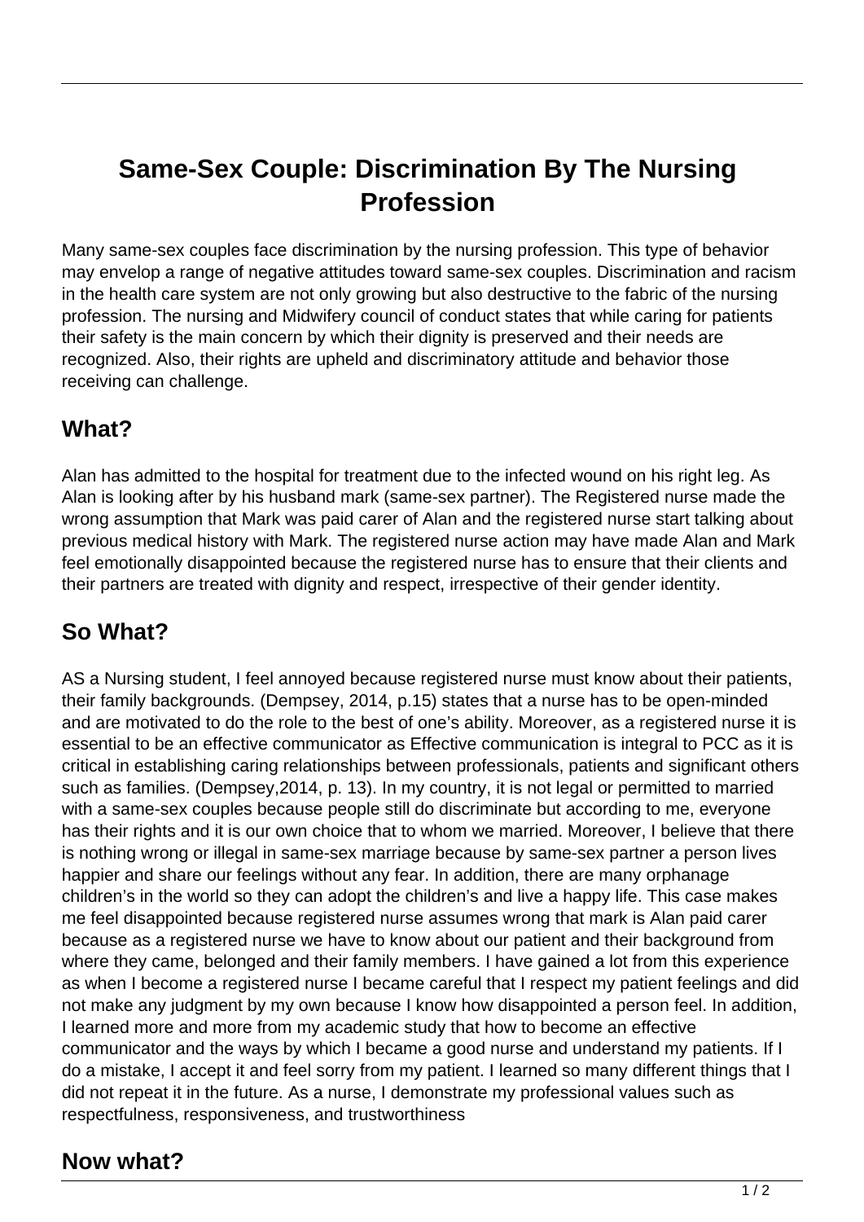# Same-Sex Couple: Discrimination By The Nursing Profession

Many same-sex couples face discrimination by the nursing profession. This type of behavior may envelop a range of negative attitudes toward same-sex couples. Discrimination and racism in the health care system are not only growing but also destructive to the fabric of the nursing profession. The nursing and Midwifery council of conduct states that while caring for patients their safety is the main concern by which their dignity is preserved and their needs are recognized. Also, their rights are upheld and discriminatory attitude and behavior those receiving can challenge.

## What?

Alan has admitted to the hospital for treatment due to the infected wound on his right leg. As Alan is looking after by his husband mark (same-sex partner). The Registered nurse made the wrong assumption that Mark was paid carer of Alan and the registered nurse start talking about previous medical history with Mark. The registered nurse action may have made Alan and Mark feel emotionally disappointed because the registered nurse has to ensure that their clients and their partners are treated with dignity and respect, irrespective of their gender identity.

## So What?

AS a Nursing student, I feel annoyed because registered nurse must know about their patients, their family backgrounds. (Dempsey, 2014, p.15) states that a nurse has to be open-minded and are motivated to do the role to the best of one's ability. Moreover, as a registered nurse it is essential to be an effective communicator as Effective communication is integral to PCC as it is critical in establishing caring relationships between professionals, patients and significant others such as families. (Dempsey,2014, p. 13). In my country, it is not legal or permitted to married with a same-sex couples because people still do discriminate but according to me, everyone has their rights and it is our own choice that to whom we married. Moreover, I believe that there is nothing wrong or illegal in same-sex marriage because by same-sex partner a person lives happier and share our feelings without any fear. In addition, there are many orphanage children's in the world so they can adopt the children's and live a happy life. This case makes me feel disappointed because registered nurse assumes wrong that mark is Alan paid carer because as a registered nurse we have to know about our patient and their background from where they came, belonged and their family members. I have gained a lot from this experience as when I become a registered nurse I became careful that I respect my patient feelings and did not make any judgment by my own because I know how disappointed a person feel. In addition, I learned more and more from my academic study that how to become an effective communicator and the ways by which I became a good nurse and understand my patients. If I do a mistake, I accept it and feel sorry from my patient. I learned so many different things that I did not repeat it in the future. As a nurse, I demonstrate my professional values such as respectfulness, responsiveness, and trustworthiness

## Now what?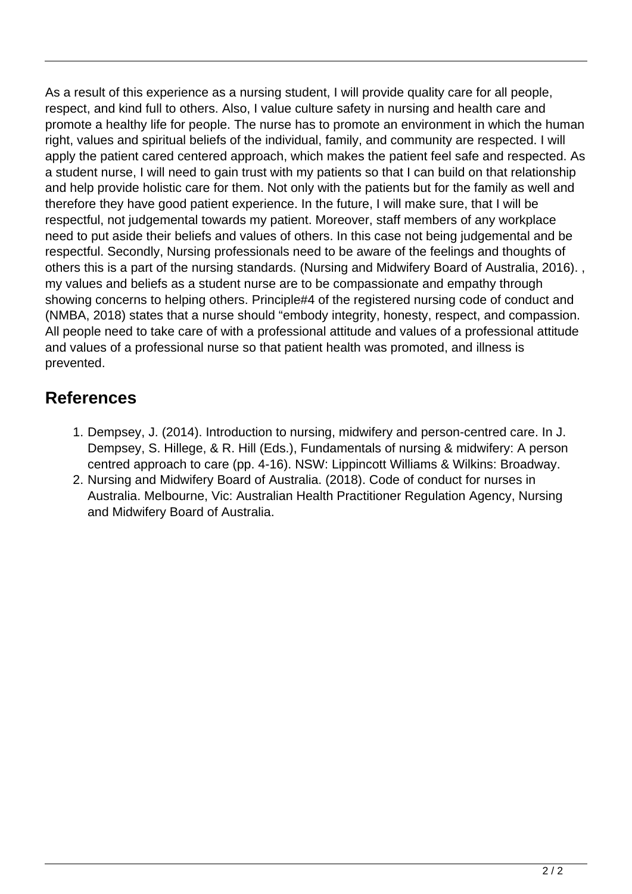As a result of this experience as a nursing student, I will provide quality care for all people, respect, and kind full to others. Also, I value culture safety in nursing and health care and promote a healthy life for people. The nurse has to promote an environment in which the human right, values and spiritual beliefs of the individual, family, and community are respected. I will apply the patient cared centered approach, which makes the patient feel safe and respected. As a student nurse, I will need to gain trust with my patients so that I can build on that relationship and help provide holistic care for them. Not only with the patients but for the family as well and therefore they have good patient experience. In the future, I will make sure, that I will be respectful, not judgemental towards my patient. Moreover, staff members of any workplace need to put aside their beliefs and values of others. In this case not being judgemental and be respectful. Secondly, Nursing professionals need to be aware of the feelings and thoughts of others this is a part of the nursing standards. (Nursing and Midwifery Board of Australia, 2016). , my values and beliefs as a student nurse are to be compassionate and empathy through showing concerns to helping others. Principle#4 of the registered nursing code of conduct and (NMBA, 2018) states that a nurse should "embody integrity, honesty, respect, and compassion. All people need to take care of with a professional attitude and values of a professional attitude and values of a professional nurse so that patient health was promoted, and illness is prevented.

## References

1. Dempsey, J. (2014). Introduction to nursing, midwifery and person-centred care. In J. Dempsey, S. Hillege, & R. Hill (Eds.), Fundamentals of nursing & midwifery: A person centred approach to care (pp. 4-16). NSW: Lippincott Williams & Wilkins: Broadway.
2. Nursing and Midwifery Board of Australia. (2018). Code of conduct for nurses in Australia. Melbourne, Vic: Australian Health Practitioner Regulation Agency, Nursing and Midwifery Board of Australia.